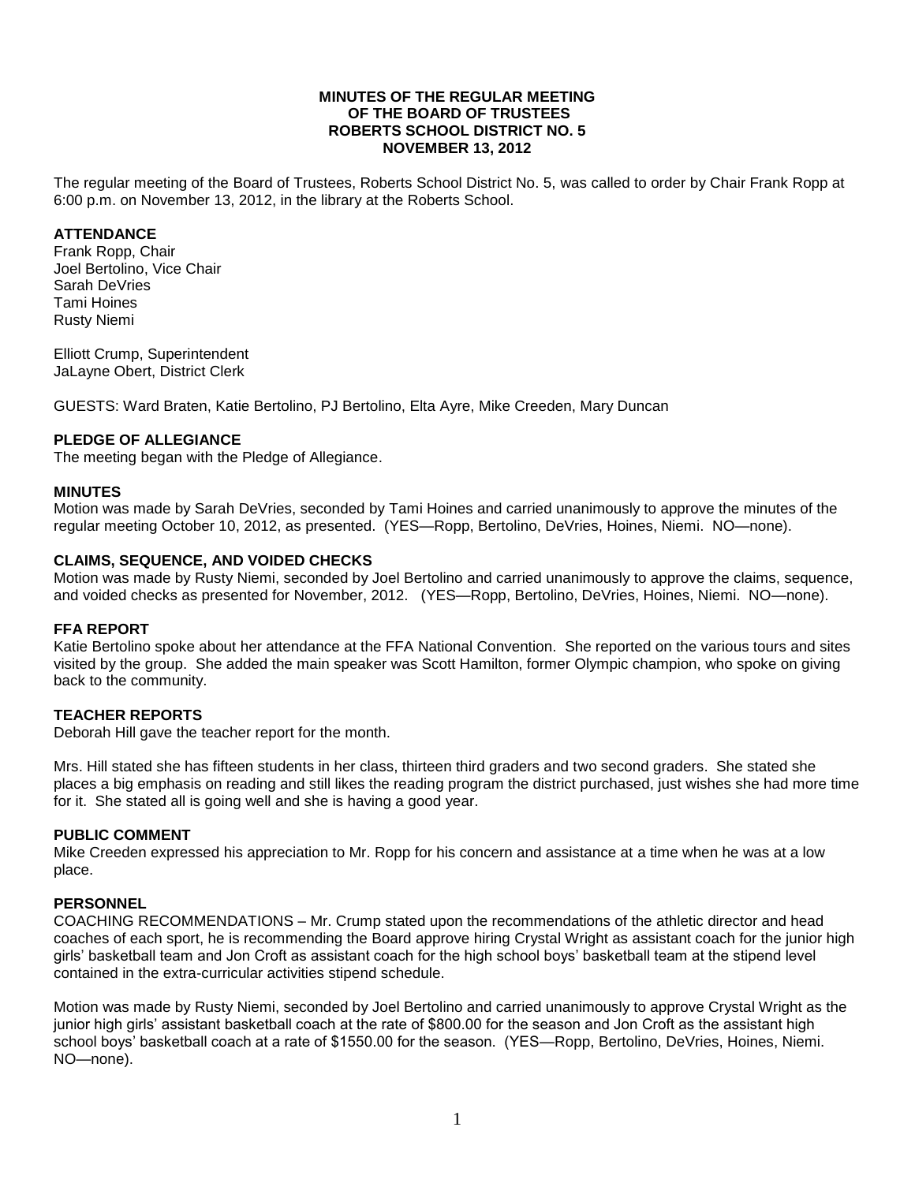**MINUTES OF THE REGULAR MEETING**
**OF THE BOARD OF TRUSTEES**
**ROBERTS SCHOOL DISTRICT NO. 5**
**NOVEMBER 13, 2012**

The regular meeting of the Board of Trustees, Roberts School District No. 5, was called to order by Chair Frank Ropp at 6:00 p.m. on November 13, 2012, in the library at the Roberts School.

**ATTENDANCE**
Frank Ropp, Chair
Joel Bertolino, Vice Chair
Sarah DeVries
Tami Hoines
Rusty Niemi

Elliott Crump, Superintendent
JaLayne Obert, District Clerk

GUESTS: Ward Braten, Katie Bertolino, PJ Bertolino, Elta Ayre, Mike Creeden, Mary Duncan

**PLEDGE OF ALLEGIANCE**
The meeting began with the Pledge of Allegiance.

**MINUTES**
Motion was made by Sarah DeVries, seconded by Tami Hoines and carried unanimously to approve the minutes of the regular meeting October 10, 2012, as presented. (YES—Ropp, Bertolino, DeVries, Hoines, Niemi. NO—none).

**CLAIMS, SEQUENCE, AND VOIDED CHECKS**
Motion was made by Rusty Niemi, seconded by Joel Bertolino and carried unanimously to approve the claims, sequence, and voided checks as presented for November, 2012. (YES—Ropp, Bertolino, DeVries, Hoines, Niemi. NO—none).

**FFA REPORT**
Katie Bertolino spoke about her attendance at the FFA National Convention. She reported on the various tours and sites visited by the group. She added the main speaker was Scott Hamilton, former Olympic champion, who spoke on giving back to the community.

**TEACHER REPORTS**
Deborah Hill gave the teacher report for the month.

Mrs. Hill stated she has fifteen students in her class, thirteen third graders and two second graders. She stated she places a big emphasis on reading and still likes the reading program the district purchased, just wishes she had more time for it. She stated all is going well and she is having a good year.

**PUBLIC COMMENT**
Mike Creeden expressed his appreciation to Mr. Ropp for his concern and assistance at a time when he was at a low place.

**PERSONNEL**
COACHING RECOMMENDATIONS – Mr. Crump stated upon the recommendations of the athletic director and head coaches of each sport, he is recommending the Board approve hiring Crystal Wright as assistant coach for the junior high girls' basketball team and Jon Croft as assistant coach for the high school boys' basketball team at the stipend level contained in the extra-curricular activities stipend schedule.

Motion was made by Rusty Niemi, seconded by Joel Bertolino and carried unanimously to approve Crystal Wright as the junior high girls' assistant basketball coach at the rate of $800.00 for the season and Jon Croft as the assistant high school boys' basketball coach at a rate of $1550.00 for the season. (YES—Ropp, Bertolino, DeVries, Hoines, Niemi. NO—none).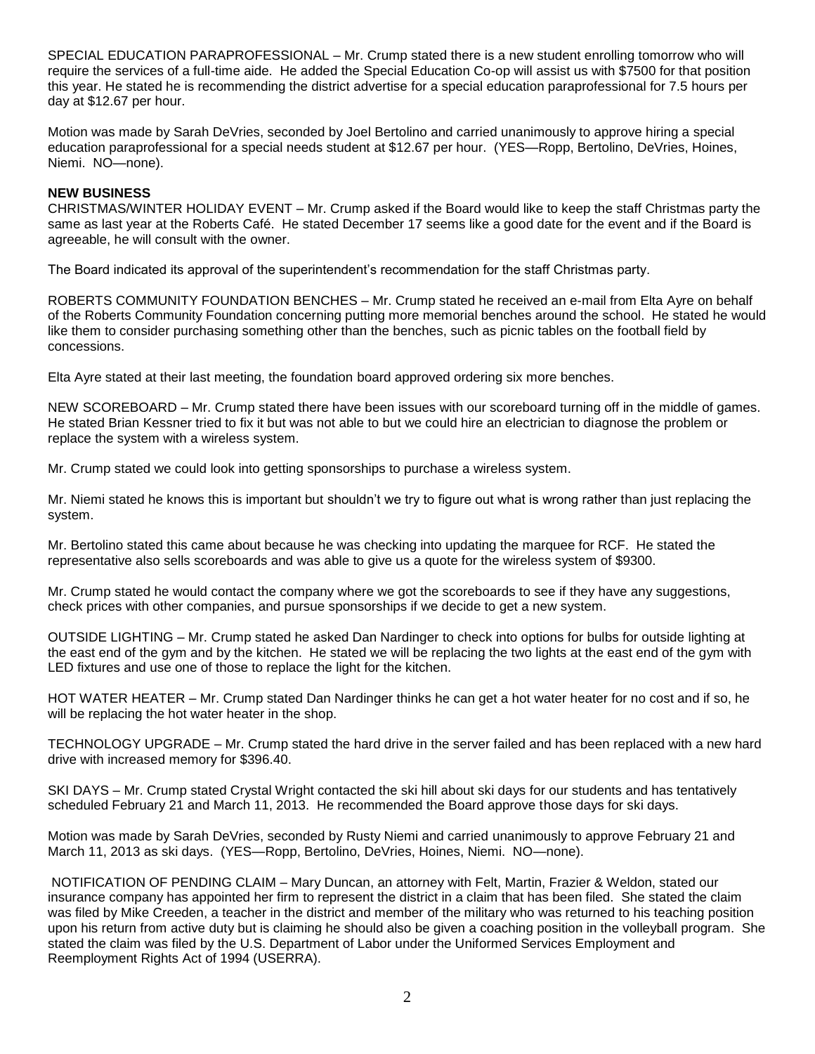SPECIAL EDUCATION PARAPROFESSIONAL – Mr. Crump stated there is a new student enrolling tomorrow who will require the services of a full-time aide. He added the Special Education Co-op will assist us with $7500 for that position this year. He stated he is recommending the district advertise for a special education paraprofessional for 7.5 hours per day at $12.67 per hour.

Motion was made by Sarah DeVries, seconded by Joel Bertolino and carried unanimously to approve hiring a special education paraprofessional for a special needs student at $12.67 per hour. (YES—Ropp, Bertolino, DeVries, Hoines, Niemi. NO—none).

**NEW BUSINESS**

CHRISTMAS/WINTER HOLIDAY EVENT – Mr. Crump asked if the Board would like to keep the staff Christmas party the same as last year at the Roberts Café. He stated December 17 seems like a good date for the event and if the Board is agreeable, he will consult with the owner.

The Board indicated its approval of the superintendent's recommendation for the staff Christmas party.

ROBERTS COMMUNITY FOUNDATION BENCHES – Mr. Crump stated he received an e-mail from Elta Ayre on behalf of the Roberts Community Foundation concerning putting more memorial benches around the school. He stated he would like them to consider purchasing something other than the benches, such as picnic tables on the football field by concessions.

Elta Ayre stated at their last meeting, the foundation board approved ordering six more benches.

NEW SCOREBOARD – Mr. Crump stated there have been issues with our scoreboard turning off in the middle of games. He stated Brian Kessner tried to fix it but was not able to but we could hire an electrician to diagnose the problem or replace the system with a wireless system.

Mr. Crump stated we could look into getting sponsorships to purchase a wireless system.

Mr. Niemi stated he knows this is important but shouldn't we try to figure out what is wrong rather than just replacing the system.

Mr. Bertolino stated this came about because he was checking into updating the marquee for RCF. He stated the representative also sells scoreboards and was able to give us a quote for the wireless system of $9300.

Mr. Crump stated he would contact the company where we got the scoreboards to see if they have any suggestions, check prices with other companies, and pursue sponsorships if we decide to get a new system.

OUTSIDE LIGHTING – Mr. Crump stated he asked Dan Nardinger to check into options for bulbs for outside lighting at the east end of the gym and by the kitchen. He stated we will be replacing the two lights at the east end of the gym with LED fixtures and use one of those to replace the light for the kitchen.

HOT WATER HEATER – Mr. Crump stated Dan Nardinger thinks he can get a hot water heater for no cost and if so, he will be replacing the hot water heater in the shop.

TECHNOLOGY UPGRADE – Mr. Crump stated the hard drive in the server failed and has been replaced with a new hard drive with increased memory for $396.40.

SKI DAYS – Mr. Crump stated Crystal Wright contacted the ski hill about ski days for our students and has tentatively scheduled February 21 and March 11, 2013. He recommended the Board approve those days for ski days.

Motion was made by Sarah DeVries, seconded by Rusty Niemi and carried unanimously to approve February 21 and March 11, 2013 as ski days. (YES—Ropp, Bertolino, DeVries, Hoines, Niemi. NO—none).

NOTIFICATION OF PENDING CLAIM – Mary Duncan, an attorney with Felt, Martin, Frazier & Weldon, stated our insurance company has appointed her firm to represent the district in a claim that has been filed. She stated the claim was filed by Mike Creeden, a teacher in the district and member of the military who was returned to his teaching position upon his return from active duty but is claiming he should also be given a coaching position in the volleyball program. She stated the claim was filed by the U.S. Department of Labor under the Uniformed Services Employment and Reemployment Rights Act of 1994 (USERRA).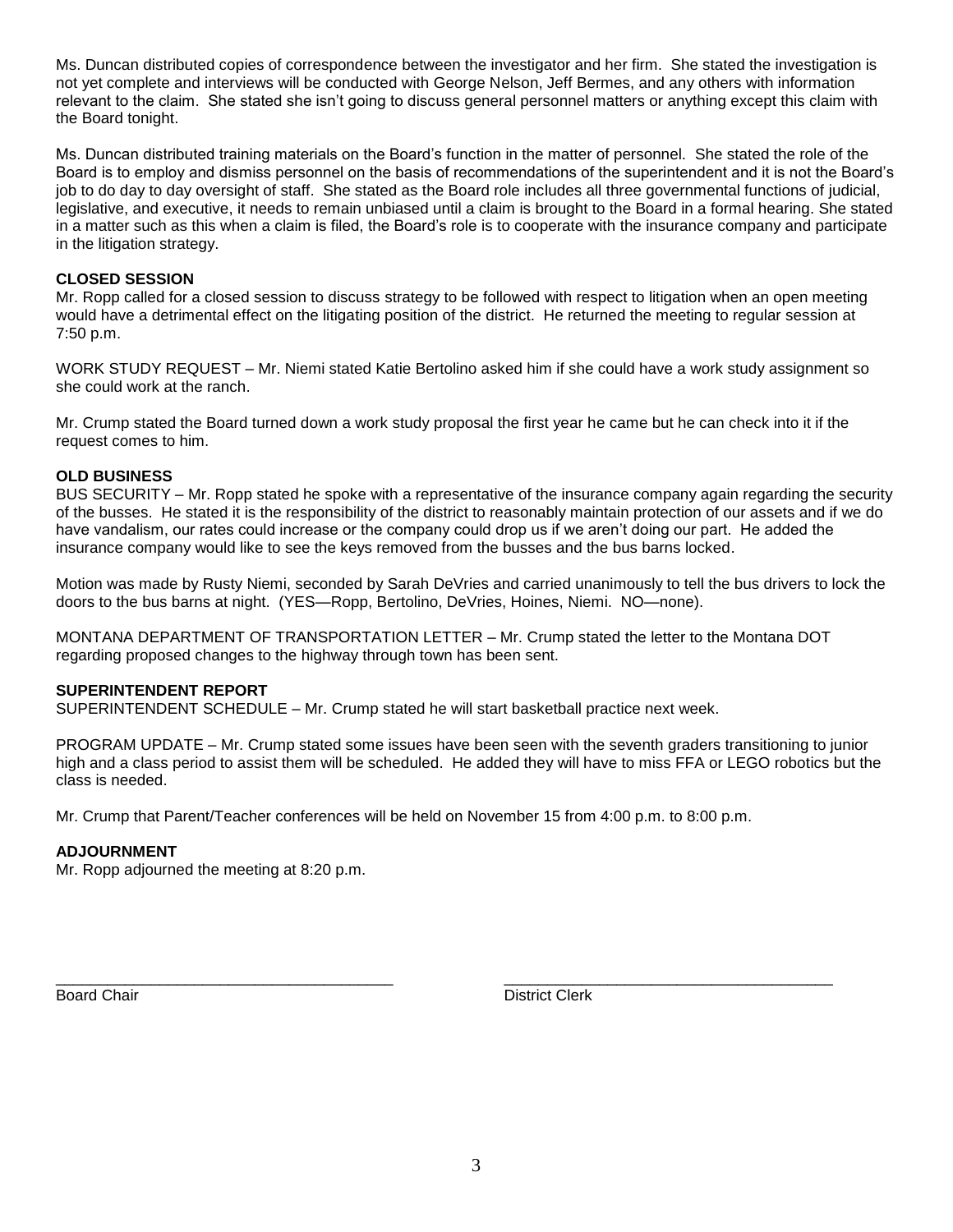Ms. Duncan distributed copies of correspondence between the investigator and her firm. She stated the investigation is not yet complete and interviews will be conducted with George Nelson, Jeff Bermes, and any others with information relevant to the claim. She stated she isn't going to discuss general personnel matters or anything except this claim with the Board tonight.

Ms. Duncan distributed training materials on the Board's function in the matter of personnel. She stated the role of the Board is to employ and dismiss personnel on the basis of recommendations of the superintendent and it is not the Board's job to do day to day oversight of staff. She stated as the Board role includes all three governmental functions of judicial, legislative, and executive, it needs to remain unbiased until a claim is brought to the Board in a formal hearing. She stated in a matter such as this when a claim is filed, the Board's role is to cooperate with the insurance company and participate in the litigation strategy.

**CLOSED SESSION**

Mr. Ropp called for a closed session to discuss strategy to be followed with respect to litigation when an open meeting would have a detrimental effect on the litigating position of the district. He returned the meeting to regular session at 7:50 p.m.

WORK STUDY REQUEST – Mr. Niemi stated Katie Bertolino asked him if she could have a work study assignment so she could work at the ranch.

Mr. Crump stated the Board turned down a work study proposal the first year he came but he can check into it if the request comes to him.

**OLD BUSINESS**

BUS SECURITY – Mr. Ropp stated he spoke with a representative of the insurance company again regarding the security of the busses. He stated it is the responsibility of the district to reasonably maintain protection of our assets and if we do have vandalism, our rates could increase or the company could drop us if we aren't doing our part. He added the insurance company would like to see the keys removed from the busses and the bus barns locked.

Motion was made by Rusty Niemi, seconded by Sarah DeVries and carried unanimously to tell the bus drivers to lock the doors to the bus barns at night. (YES—Ropp, Bertolino, DeVries, Hoines, Niemi. NO—none).

MONTANA DEPARTMENT OF TRANSPORTATION LETTER – Mr. Crump stated the letter to the Montana DOT regarding proposed changes to the highway through town has been sent.

**SUPERINTENDENT REPORT**

SUPERINTENDENT SCHEDULE – Mr. Crump stated he will start basketball practice next week.

PROGRAM UPDATE – Mr. Crump stated some issues have been seen with the seventh graders transitioning to junior high and a class period to assist them will be scheduled. He added they will have to miss FFA or LEGO robotics but the class is needed.

Mr. Crump that Parent/Teacher conferences will be held on November 15 from 4:00 p.m. to 8:00 p.m.

**ADJOURNMENT**

Mr. Ropp adjourned the meeting at 8:20 p.m.

\_\_\_\_\_\_\_\_\_\_\_\_\_\_\_\_\_\_\_\_\_\_\_\_\_\_\_\_\_\_\_\_\_\_\_\_\_\_\_\_
Board Chair

\_\_\_\_\_\_\_\_\_\_\_\_\_\_\_\_\_\_\_\_\_\_\_\_\_\_\_\_\_\_\_\_\_\_\_\_\_\_\_\_
District Clerk